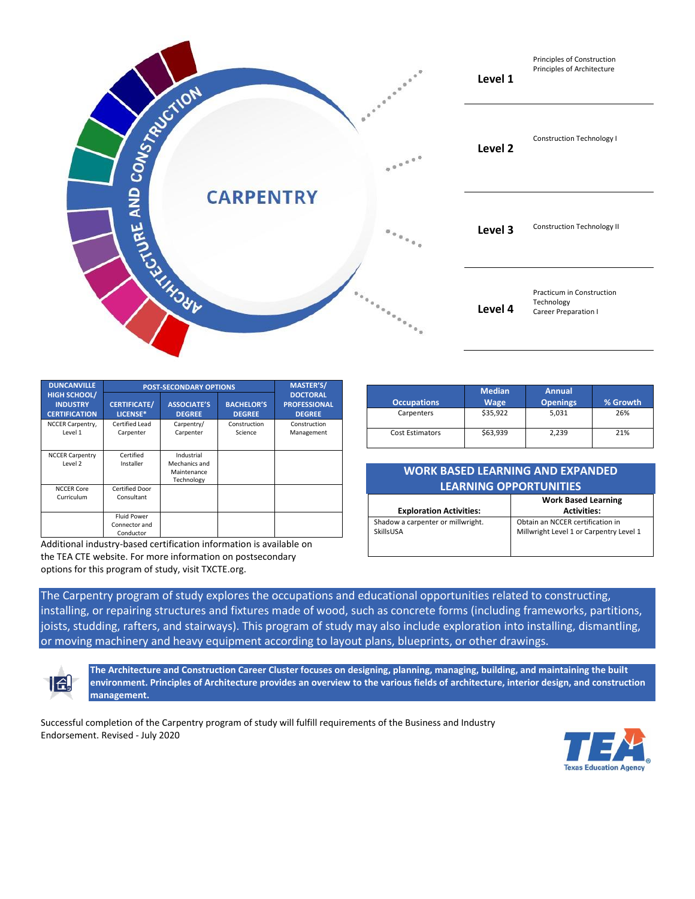# CARPENTRY

ARCHITECTURE AND CONSTRUCTION

| Level | Courses |
| --- | --- |
| **Level 1** | Principles of Construction<br>Principles of Architecture |
| **Level 2** | Construction Technology I |
| **Level 3** | Construction Technology II |
| **Level 4** | Practicum in Construction Technology<br>Career Preparation I |

| DUNCANVILLE HIGH SCHOOL/ INDUSTRY CERTIFICATION | POST-SECONDARY OPTIONS | | | MASTER'S/ DOCTORAL PROFESSIONAL DEGREE |
| --- | --- | --- | --- | --- |
| | CERTIFICATE/ LICENSE* | ASSOCIATE'S DEGREE | BACHELOR'S DEGREE | |
| NCCER Carpentry, Level 1 | Certified Lead Carpenter | Carpentry/ Carpenter | Construction Science | Construction Management |
| NCCER Carpentry Level 2 | Certified Installer | Industrial Mechanics and Maintenance Technology | | |
| NCCER Core Curriculum | Certified Door Consultant | | | |
| | Fluid Power Connector and Conductor | | | |

Additional industry-based certification information is available on the TEA CTE website. For more information on postsecondary options for this program of study, visit TXCTE.org.

| Occupations | Median Wage | Annual Openings | % Growth |
| --- | --- | --- | --- |
| Carpenters | $35,922 | 5,031 | 26% |
| Cost Estimators | $63,939 | 2,239 | 21% |

## WORK BASED LEARNING AND EXPANDED LEARNING OPPORTUNITIES

| Exploration Activities: | Work Based Learning Activities: |
| --- | --- |
| Shadow a carpenter or millwright.<br>SkillsUSA | Obtain an NCCER certification in Millwright Level 1 or Carpentry Level 1 |

The Carpentry program of study explores the occupations and educational opportunities related to constructing, installing, or repairing structures and fixtures made of wood, such as concrete forms (including frameworks, partitions, joists, studding, rafters, and stairways). This program of study may also include exploration into installing, dismantling, or moving machinery and heavy equipment according to layout plans, blueprints, or other drawings.

**The Architecture and Construction Career Cluster focuses on designing, planning, managing, building, and maintaining the built environment. Principles of Architecture provides an overview to the various fields of architecture, interior design, and construction management.**

Successful completion of the Carpentry program of study will fulfill requirements of the Business and Industry Endorsement. Revised - July 2020

TEA Texas Education Agency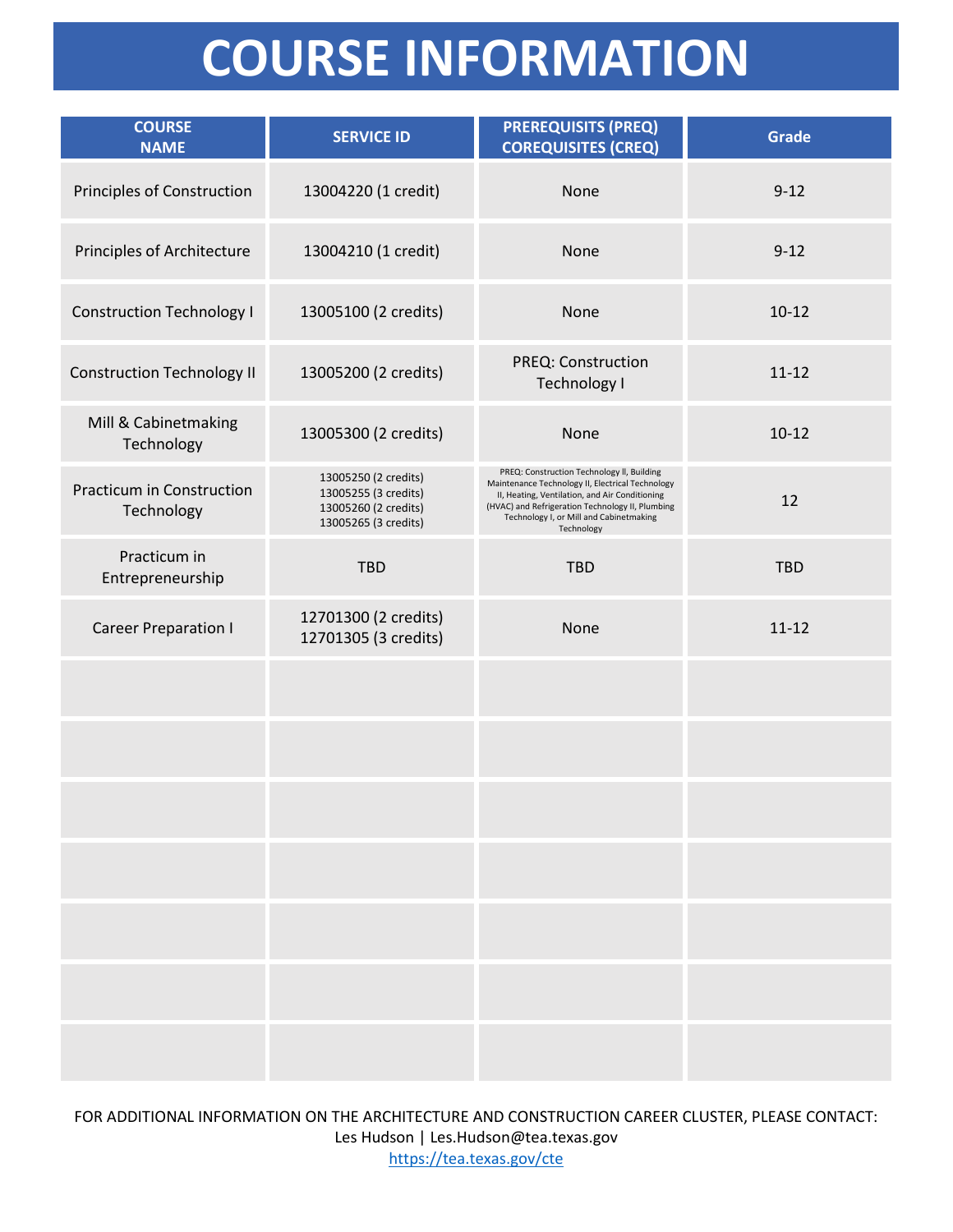# COURSE INFORMATION

| COURSE NAME | SERVICE ID | PREREQUISITS (PREQ) COREQUISITES (CREQ) | Grade |
|---|---|---|---|
| Principles of Construction | 13004220 (1 credit) | None | 9-12 |
| Principles of Architecture | 13004210 (1 credit) | None | 9-12 |
| Construction Technology I | 13005100 (2 credits) | None | 10-12 |
| Construction Technology II | 13005200 (2 credits) | PREQ: Construction Technology I | 11-12 |
| Mill & Cabinetmaking Technology | 13005300 (2 credits) | None | 10-12 |
| Practicum in Construction Technology | 13005250 (2 credits)<br>13005255 (3 credits)<br>13005260 (2 credits)<br>13005265 (3 credits) | PREQ: Construction Technology II, Building Maintenance Technology II, Electrical Technology II, Heating, Ventilation, and Air Conditioning (HVAC) and Refrigeration Technology II, Plumbing Technology I, or Mill and Cabinetmaking Technology | 12 |
| Practicum in Entrepreneurship | TBD | TBD | TBD |
| Career Preparation I | 12701300 (2 credits)<br>12701305 (3 credits) | None | 11-12 |
| | | | |
| | | | |
| | | | |
| | | | |
| | | | |
| | | | |
| | | | |

FOR ADDITIONAL INFORMATION ON THE ARCHITECTURE AND CONSTRUCTION CAREER CLUSTER, PLEASE CONTACT:
Les Hudson | Les.Hudson@tea.texas.gov
https://tea.texas.gov/cte